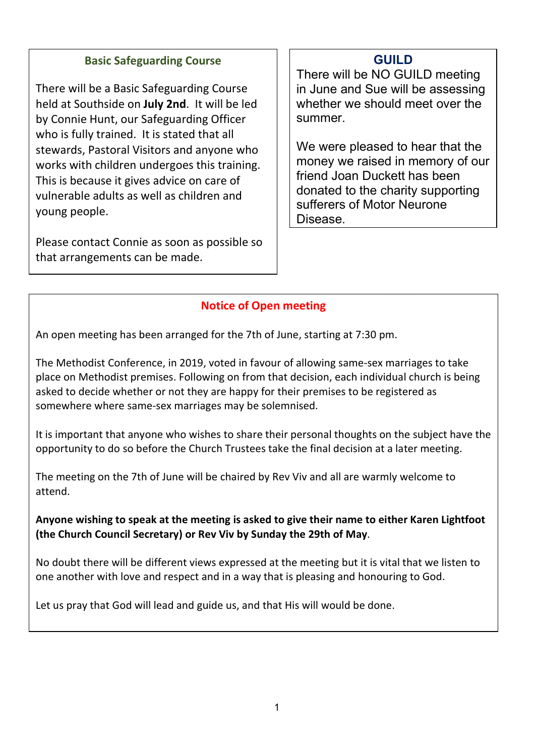## Basic Safeguarding Course

There will be a Basic Safeguarding Course held at Southside on **July 2nd**. It will be led by Connie Hunt, our Safeguarding Officer who is fully trained. It is stated that all stewards, Pastoral Visitors and anyone who works with children undergoes this training. This is because it gives advice on care of vulnerable adults as well as children and young people.

Please contact Connie as soon as possible so that arrangements can be made.

## GUILD

There will be NO GUILD meeting in June and Sue will be assessing whether we should meet over the summer.

We were pleased to hear that the money we raised in memory of our friend Joan Duckett has been donated to the charity supporting sufferers of Motor Neurone Disease.

## Notice of Open meeting

An open meeting has been arranged for the 7th of June, starting at 7:30 pm.

The Methodist Conference, in 2019, voted in favour of allowing same-sex marriages to take place on Methodist premises. Following on from that decision, each individual church is being asked to decide whether or not they are happy for their premises to be registered as somewhere where same-sex marriages may be solemnised.

It is important that anyone who wishes to share their personal thoughts on the subject have the opportunity to do so before the Church Trustees take the final decision at a later meeting.

The meeting on the 7th of June will be chaired by Rev Viv and all are warmly welcome to attend.

**Anyone wishing to speak at the meeting is asked to give their name to either Karen Lightfoot (the Church Council Secretary) or Rev Viv by Sunday the 29th of May**.

No doubt there will be different views expressed at the meeting but it is vital that we listen to one another with love and respect and in a way that is pleasing and honouring to God.

Let us pray that God will lead and guide us, and that His will would be done.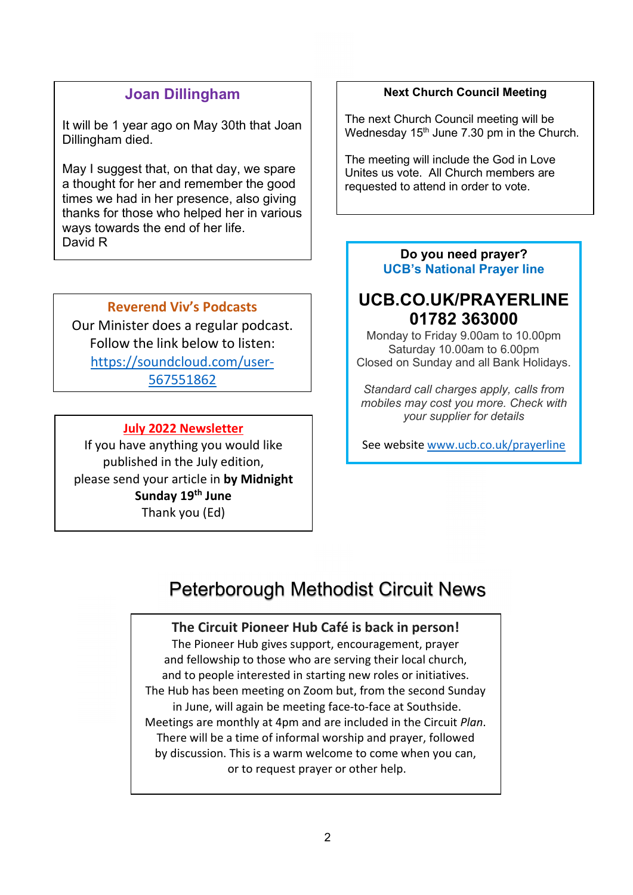## Joan Dillingham

It will be 1 year ago on May 30th that Joan Dillingham died.

May I suggest that, on that day, we spare a thought for her and remember the good times we had in her presence, also giving thanks for those who helped her in various ways towards the end of her life.
David R

## Reverend Viv's Podcasts

Our Minister does a regular podcast. Follow the link below to listen:
https://soundcloud.com/user-567551862

## July 2022 Newsletter

If you have anything you would like published in the July edition, please send your article in **by Midnight Sunday 19th June**
Thank you (Ed)

## Next Church Council Meeting

The next Church Council meeting will be Wednesday 15th June 7.30 pm in the Church.

The meeting will include the God in Love Unites us vote. All Church members are requested to attend in order to vote.

## Do you need prayer?

**UCB's National Prayer line**

## UCB.CO.UK/PRAYERLINE
## 01782 363000

Monday to Friday 9.00am to 10.00pm
Saturday 10.00am to 6.00pm
Closed on Sunday and all Bank Holidays.

*Standard call charges apply, calls from mobiles may cost you more. Check with your supplier for details*

See website www.ucb.co.uk/prayerline

# Peterborough Methodist Circuit News

## The Circuit Pioneer Hub Café is back in person!

The Pioneer Hub gives support, encouragement, prayer and fellowship to those who are serving their local church, and to people interested in starting new roles or initiatives. The Hub has been meeting on Zoom but, from the second Sunday in June, will again be meeting face-to-face at Southside. Meetings are monthly at 4pm and are included in the Circuit *Plan*. There will be a time of informal worship and prayer, followed by discussion. This is a warm welcome to come when you can, or to request prayer or other help.